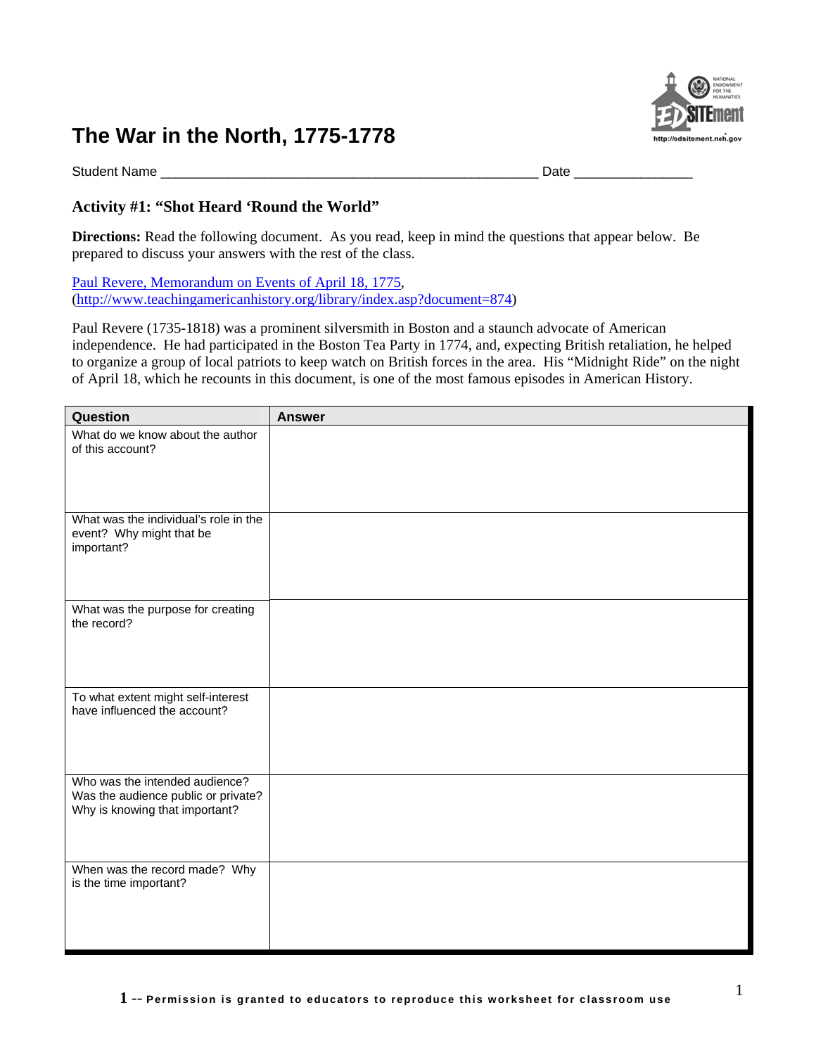# The War in the North, 1775-1778

Student Name ________________________________________________ Date _______________

### Activity #1: "Shot Heard 'Round the World"

**Directions:** Read the following document. As you read, keep in mind the questions that appear below. Be prepared to discuss your answers with the rest of the class.

[Paul Revere, Memorandum on Events of April 18, 1775](http://www.teachingamericanhistory.org/library/index.asp?document=874), (http://www.teachingamericanhistory.org/library/index.asp?document=874)

Paul Revere (1735-1818) was a prominent silversmith in Boston and a staunch advocate of American independence. He had participated in the Boston Tea Party in 1774, and, expecting British retaliation, he helped to organize a group of local patriots to keep watch on British forces in the area. His "Midnight Ride" on the night of April 18, which he recounts in this document, is one of the most famous episodes in American History.

| Question | Answer |
|---|---|
| What do we know about the author of this account? | |
| What was the individual's role in the event? Why might that be important? | |
| What was the purpose for creating the record? | |
| To what extent might self-interest have influenced the account? | |
| Who was the intended audience? Was the audience public or private? Why is knowing that important? | |
| When was the record made? Why is the time important? | |

**1 -- Permission is granted to educators to reproduce this worksheet for classroom use**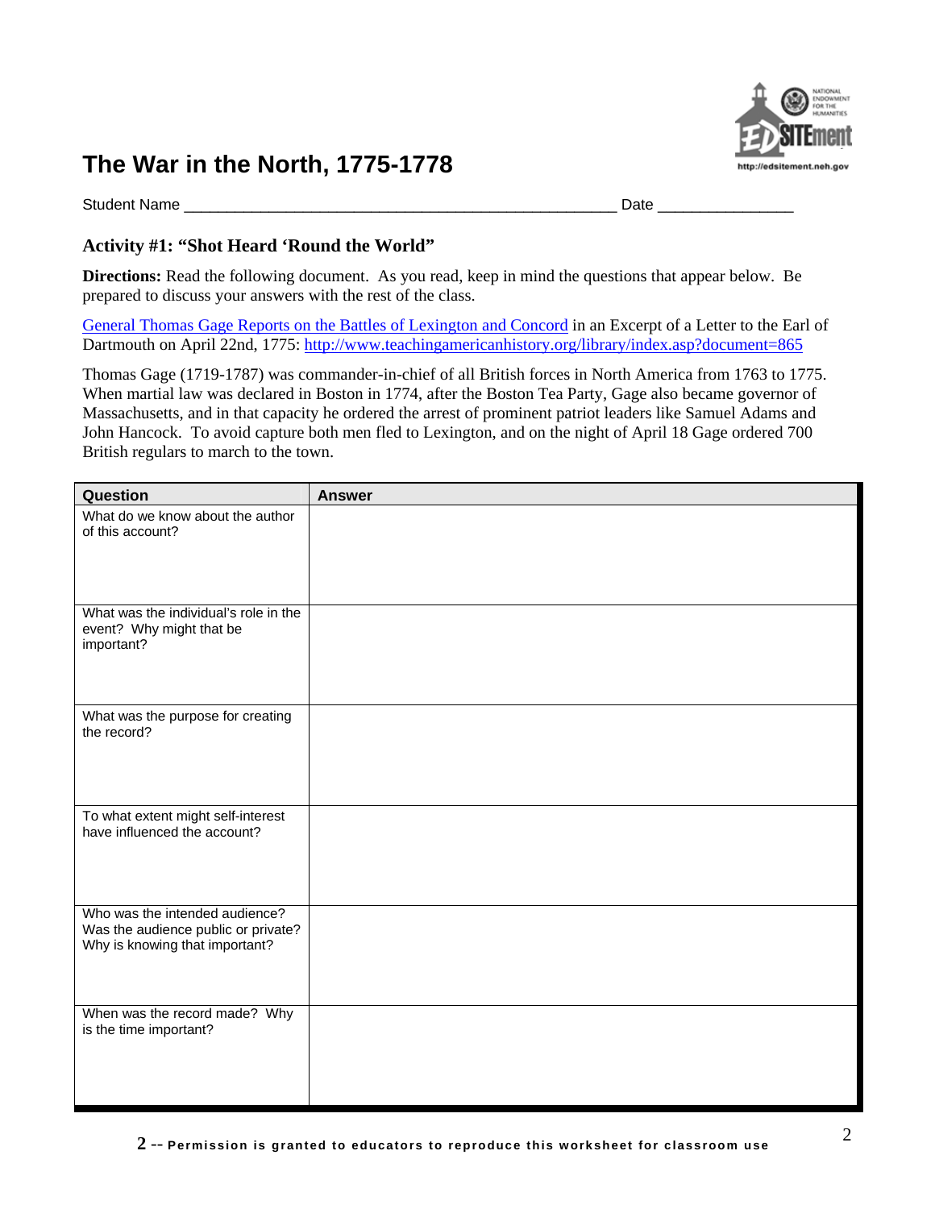# The War in the North, 1775-1778

Student Name ___________________________________________________ Date ________________

## Activity #1: "Shot Heard 'Round the World"

**Directions:** Read the following document. As you read, keep in mind the questions that appear below. Be prepared to discuss your answers with the rest of the class.

[General Thomas Gage Reports on the Battles of Lexington and Concord](http://www.teachingamericanhistory.org/library/index.asp?document=865) in an Excerpt of a Letter to the Earl of Dartmouth on April 22nd, 1775: http://www.teachingamericanhistory.org/library/index.asp?document=865

Thomas Gage (1719-1787) was commander-in-chief of all British forces in North America from 1763 to 1775. When martial law was declared in Boston in 1774, after the Boston Tea Party, Gage also became governor of Massachusetts, and in that capacity he ordered the arrest of prominent patriot leaders like Samuel Adams and John Hancock. To avoid capture both men fled to Lexington, and on the night of April 18 Gage ordered 700 British regulars to march to the town.

| Question | Answer |
| --- | --- |
| What do we know about the author of this account? | |
| What was the individual's role in the event? Why might that be important? | |
| What was the purpose for creating the record? | |
| To what extent might self-interest have influenced the account? | |
| Who was the intended audience? Was the audience public or private? Why is knowing that important? | |
| When was the record made? Why is the time important? | |

**2** -- **Permission is granted to educators to reproduce this worksheet for classroom use**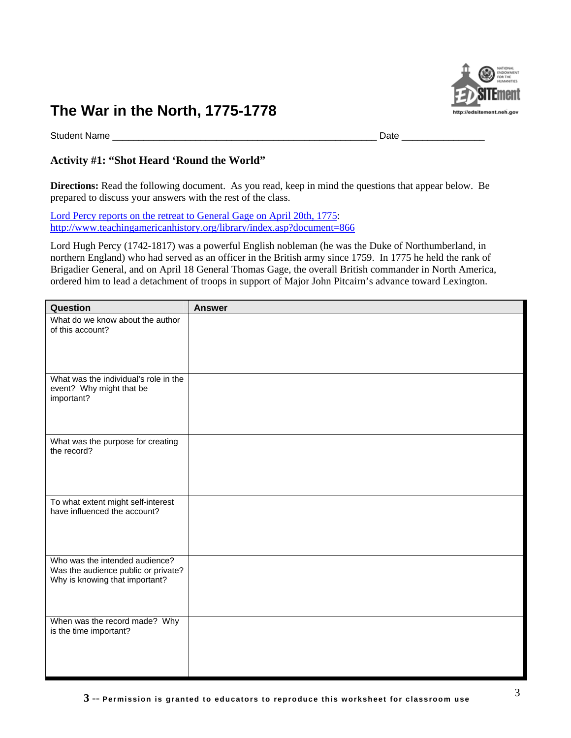# The War in the North, 1775-1778

Student Name ______________________________________________ Date _______________

## Activity #1: "Shot Heard 'Round the World"

**Directions:** Read the following document. As you read, keep in mind the questions that appear below. Be prepared to discuss your answers with the rest of the class.

[Lord Percy reports on the retreat to General Gage on April 20th, 1775](http://www.teachingamericanhistory.org/library/index.asp?document=866): http://www.teachingamericanhistory.org/library/index.asp?document=866

Lord Hugh Percy (1742-1817) was a powerful English nobleman (he was the Duke of Northumberland, in northern England) who had served as an officer in the British army since 1759. In 1775 he held the rank of Brigadier General, and on April 18 General Thomas Gage, the overall British commander in North America, ordered him to lead a detachment of troops in support of Major John Pitcairn's advance toward Lexington.

| Question | Answer |
|---|---|
| What do we know about the author of this account? | |
| What was the individual's role in the event? Why might that be important? | |
| What was the purpose for creating the record? | |
| To what extent might self-interest have influenced the account? | |
| Who was the intended audience? Was the audience public or private? Why is knowing that important? | |
| When was the record made? Why is the time important? | |

3 -- Permission is granted to educators to reproduce this worksheet for classroom use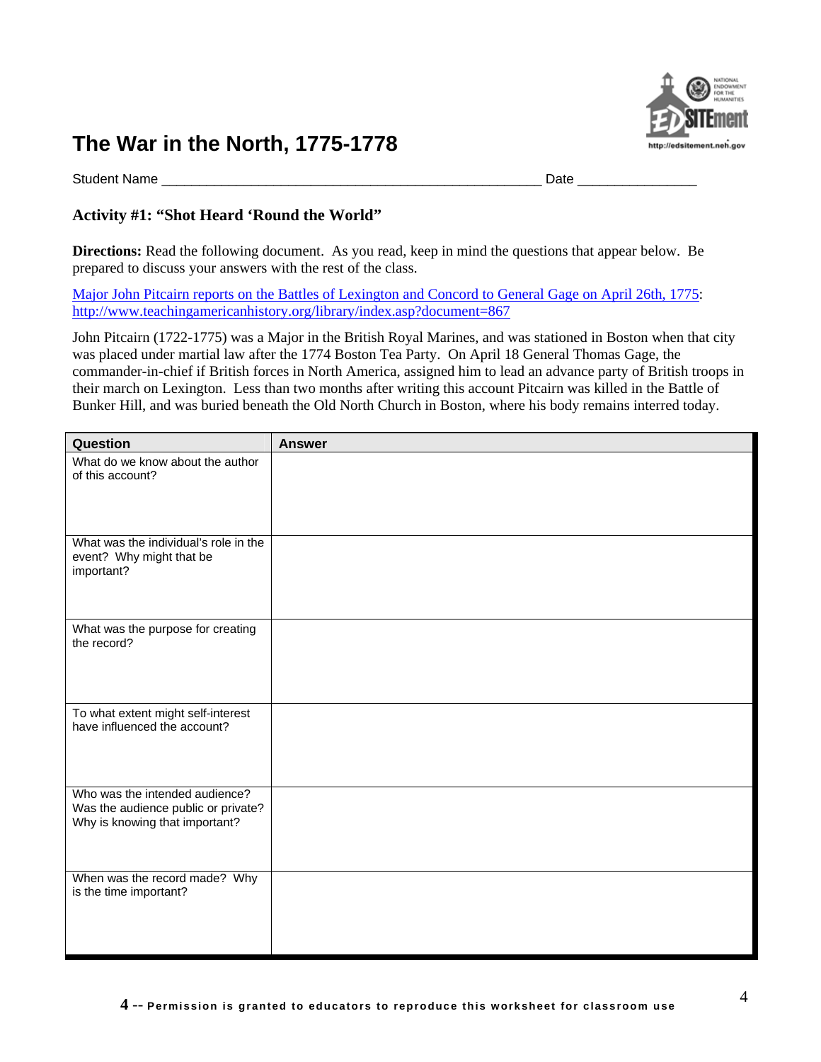# The War in the North, 1775-1778

Student Name \_\_\_\_\_\_\_\_\_\_\_\_\_\_\_\_\_\_\_\_\_\_\_\_\_\_\_\_\_\_\_\_\_\_\_\_\_\_\_\_\_\_\_\_\_\_\_\_\_\_\_\_ Date \_\_\_\_\_\_\_\_\_\_\_\_\_\_\_\_

## Activity #1: "Shot Heard 'Round the World"

**Directions:** Read the following document. As you read, keep in mind the questions that appear below. Be prepared to discuss your answers with the rest of the class.

[Major John Pitcairn reports on the Battles of Lexington and Concord to General Gage on April 26th, 1775](http://www.teachingamericanhistory.org/library/index.asp?document=867): http://www.teachingamericanhistory.org/library/index.asp?document=867

John Pitcairn (1722-1775) was a Major in the British Royal Marines, and was stationed in Boston when that city was placed under martial law after the 1774 Boston Tea Party. On April 18 General Thomas Gage, the commander-in-chief if British forces in North America, assigned him to lead an advance party of British troops in their march on Lexington. Less than two months after writing this account Pitcairn was killed in the Battle of Bunker Hill, and was buried beneath the Old North Church in Boston, where his body remains interred today.

| Question | Answer |
|---|---|
| What do we know about the author of this account? | |
| What was the individual's role in the event? Why might that be important? | |
| What was the purpose for creating the record? | |
| To what extent might self-interest have influenced the account? | |
| Who was the intended audience? Was the audience public or private? Why is knowing that important? | |
| When was the record made? Why is the time important? | |

**4** -- Permission is granted to educators to reproduce this worksheet for classroom use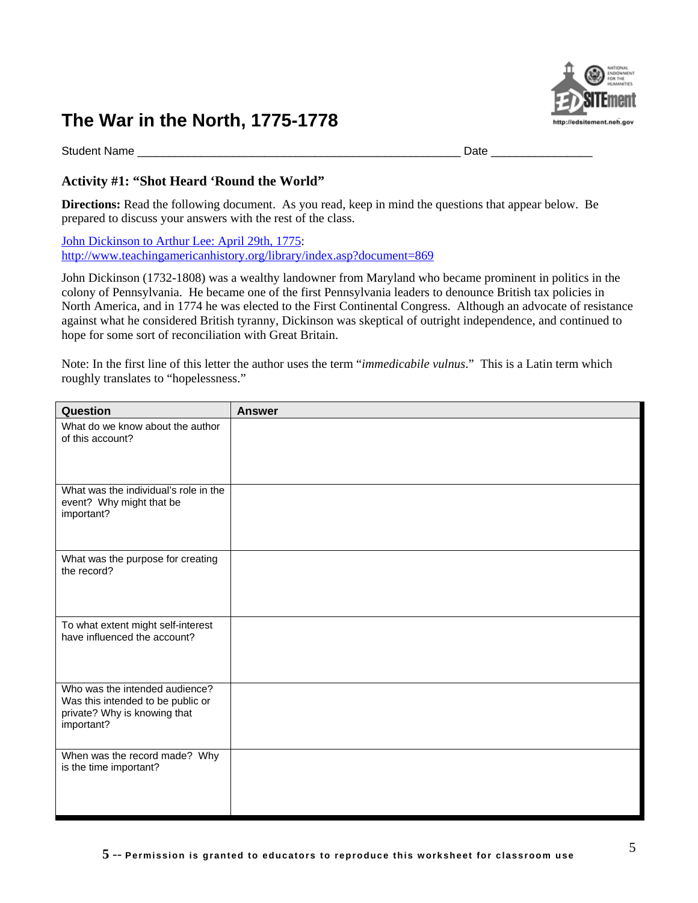# The War in the North, 1775-1778

Student Name \_\_\_\_\_\_\_\_\_\_\_\_\_\_\_\_\_\_\_\_\_\_\_\_\_\_\_\_\_\_\_\_\_\_\_\_\_\_\_\_\_\_\_\_\_\_\_\_ Date \_\_\_\_\_\_\_\_\_\_\_\_\_\_\_

## Activity #1: "Shot Heard 'Round the World"

**Directions:** Read the following document. As you read, keep in mind the questions that appear below. Be prepared to discuss your answers with the rest of the class.

John Dickinson to Arthur Lee: April 29th, 1775:
http://www.teachingamericanhistory.org/library/index.asp?document=869

John Dickinson (1732-1808) was a wealthy landowner from Maryland who became prominent in politics in the colony of Pennsylvania. He became one of the first Pennsylvania leaders to denounce British tax policies in North America, and in 1774 he was elected to the First Continental Congress. Although an advocate of resistance against what he considered British tyranny, Dickinson was skeptical of outright independence, and continued to hope for some sort of reconciliation with Great Britain.

Note: In the first line of this letter the author uses the term "*immedicabile vulnus*." This is a Latin term which roughly translates to "hopelessness."

| Question | Answer |
|---|---|
| What do we know about the author of this account? | |
| What was the individual's role in the event? Why might that be important? | |
| What was the purpose for creating the record? | |
| To what extent might self-interest have influenced the account? | |
| Who was the intended audience? Was this intended to be public or private? Why is knowing that important? | |
| When was the record made? Why is the time important? | |

5 -- Permission is granted to educators to reproduce this worksheet for classroom use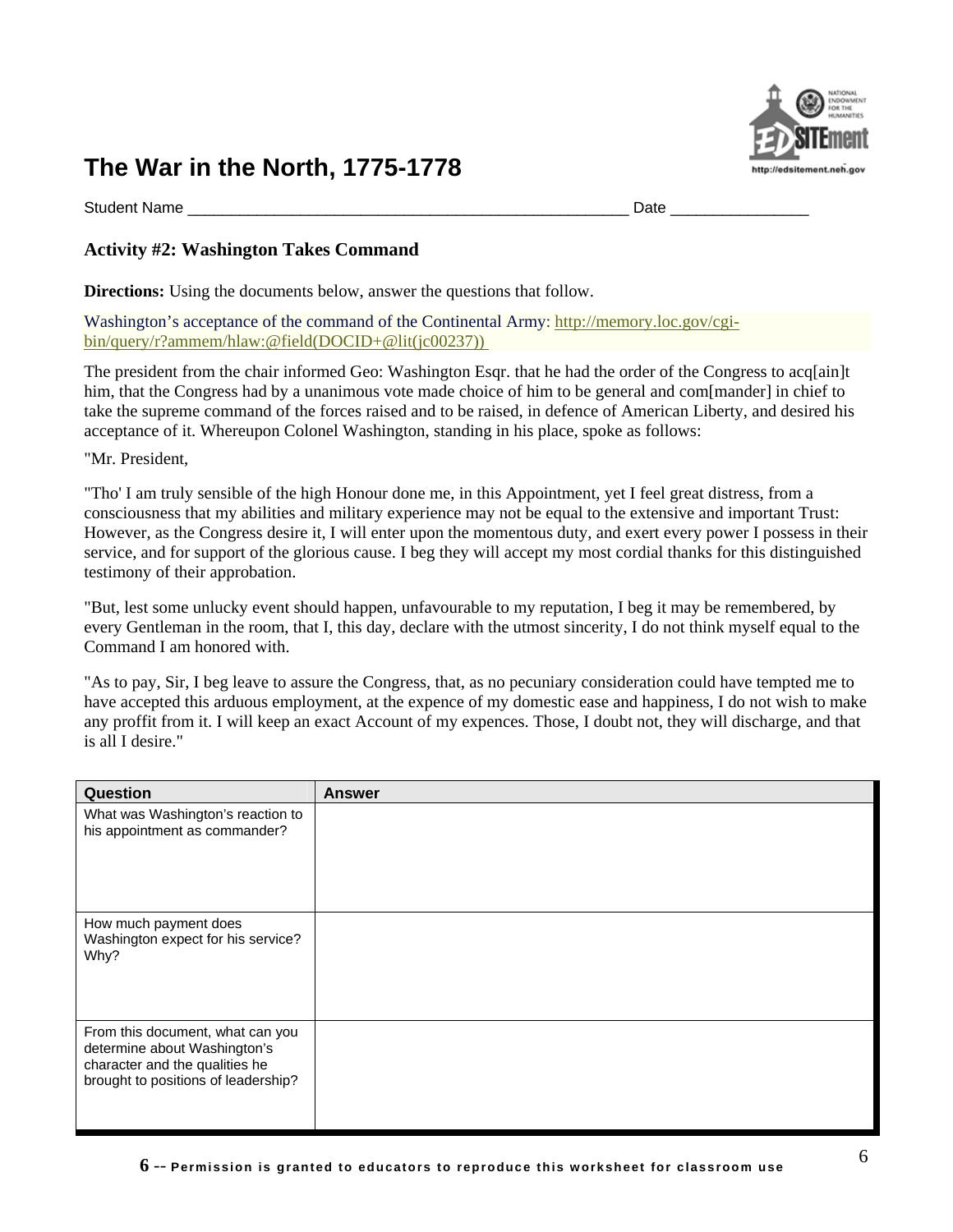# The War in the North, 1775-1778

Student Name ______________________________________________________ Date ________________

### Activity #2: Washington Takes Command

**Directions:** Using the documents below, answer the questions that follow.

Washington's acceptance of the command of the Continental Army: http://memory.loc.gov/cgi-bin/query/r?ammem/hlaw:@field(DOCID+@lit(jc00237))

The president from the chair informed Geo: Washington Esqr. that he had the order of the Congress to acq[ain]t him, that the Congress had by a unanimous vote made choice of him to be general and com[mander] in chief to take the supreme command of the forces raised and to be raised, in defence of American Liberty, and desired his acceptance of it. Whereupon Colonel Washington, standing in his place, spoke as follows:

"Mr. President,

"Tho' I am truly sensible of the high Honour done me, in this Appointment, yet I feel great distress, from a consciousness that my abilities and military experience may not be equal to the extensive and important Trust: However, as the Congress desire it, I will enter upon the momentous duty, and exert every power I possess in their service, and for support of the glorious cause. I beg they will accept my most cordial thanks for this distinguished testimony of their approbation.

"But, lest some unlucky event should happen, unfavourable to my reputation, I beg it may be remembered, by every Gentleman in the room, that I, this day, declare with the utmost sincerity, I do not think myself equal to the Command I am honored with.

"As to pay, Sir, I beg leave to assure the Congress, that, as no pecuniary consideration could have tempted me to have accepted this arduous employment, at the expence of my domestic ease and happiness, I do not wish to make any proffit from it. I will keep an exact Account of my expences. Those, I doubt not, they will discharge, and that is all I desire."

| Question | Answer |
| --- | --- |
| What was Washington's reaction to his appointment as commander? | |
| How much payment does Washington expect for his service? Why? | |
| From this document, what can you determine about Washington's character and the qualities he brought to positions of leadership? | |

**6** -- Permission is granted to educators to reproduce this worksheet for classroom use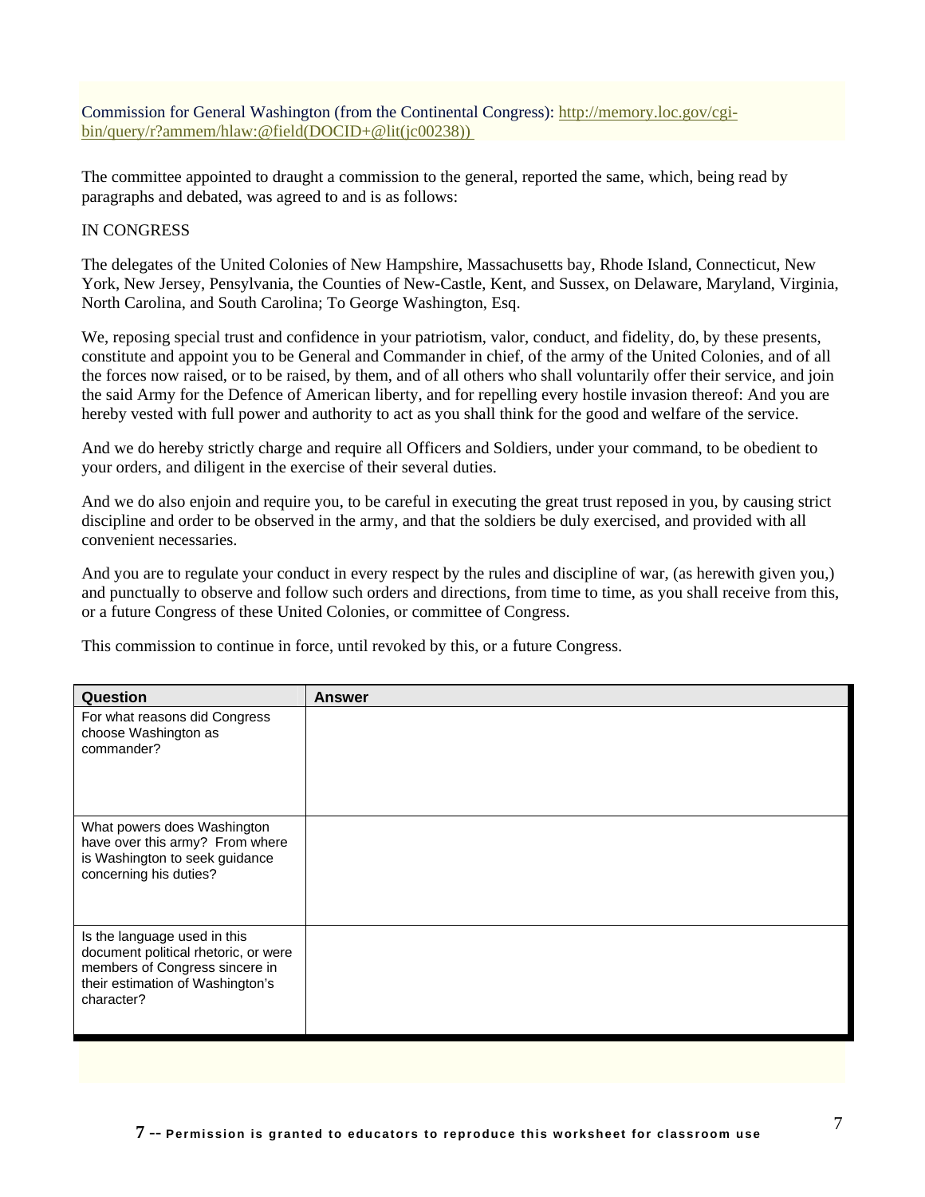Commission for General Washington (from the Continental Congress): [http://memory.loc.gov/cgi-bin/query/r?ammem/hlaw:@field(DOCID+@lit(jc00238))](http://memory.loc.gov/cgi-bin/query/r?ammem/hlaw:@field(DOCID+@lit(jc00238)))

The committee appointed to draught a commission to the general, reported the same, which, being read by paragraphs and debated, was agreed to and is as follows:

IN CONGRESS

The delegates of the United Colonies of New Hampshire, Massachusetts bay, Rhode Island, Connecticut, New York, New Jersey, Pensylvania, the Counties of New-Castle, Kent, and Sussex, on Delaware, Maryland, Virginia, North Carolina, and South Carolina; To George Washington, Esq.

We, reposing special trust and confidence in your patriotism, valor, conduct, and fidelity, do, by these presents, constitute and appoint you to be General and Commander in chief, of the army of the United Colonies, and of all the forces now raised, or to be raised, by them, and of all others who shall voluntarily offer their service, and join the said Army for the Defence of American liberty, and for repelling every hostile invasion thereof: And you are hereby vested with full power and authority to act as you shall think for the good and welfare of the service.

And we do hereby strictly charge and require all Officers and Soldiers, under your command, to be obedient to your orders, and diligent in the exercise of their several duties.

And we do also enjoin and require you, to be careful in executing the great trust reposed in you, by causing strict discipline and order to be observed in the army, and that the soldiers be duly exercised, and provided with all convenient necessaries.

And you are to regulate your conduct in every respect by the rules and discipline of war, (as herewith given you,) and punctually to observe and follow such orders and directions, from time to time, as you shall receive from this, or a future Congress of these United Colonies, or committee of Congress.

This commission to continue in force, until revoked by this, or a future Congress.

| Question | Answer |
|---|---|
| For what reasons did Congress choose Washington as commander? | |
| What powers does Washington have over this army? From where is Washington to seek guidance concerning his duties? | |
| Is the language used in this document political rhetoric, or were members of Congress sincere in their estimation of Washington's character? | |

**Permission is granted to educators to reproduce this worksheet for classroom use**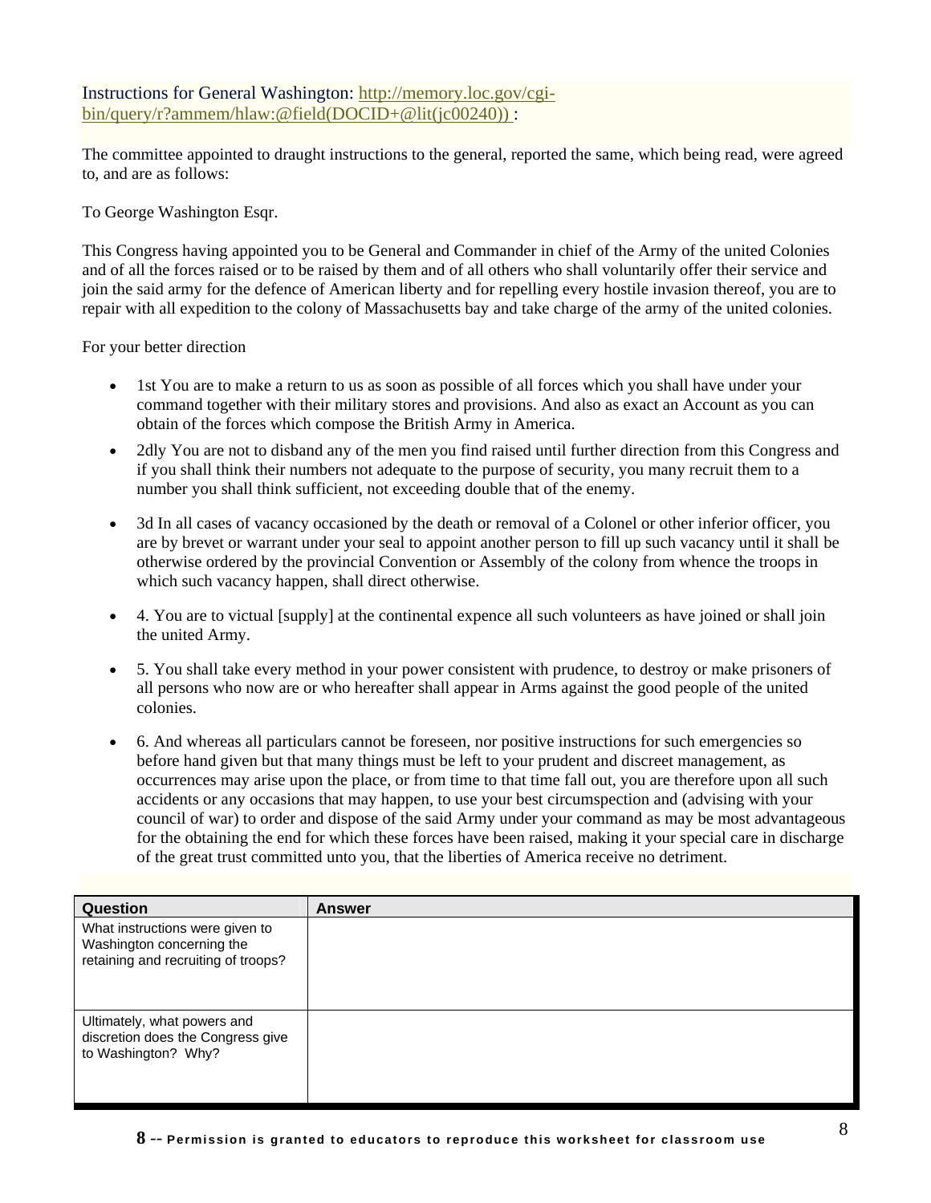Instructions for General Washington: http://memory.loc.gov/cgi-bin/query/r?ammem/hlaw:@field(DOCID+@lit(jc00240)) :

The committee appointed to draught instructions to the general, reported the same, which being read, were agreed to, and are as follows:

To George Washington Esqr.

This Congress having appointed you to be General and Commander in chief of the Army of the united Colonies and of all the forces raised or to be raised by them and of all others who shall voluntarily offer their service and join the said army for the defence of American liberty and for repelling every hostile invasion thereof, you are to repair with all expedition to the colony of Massachusetts bay and take charge of the army of the united colonies.

For your better direction

- 1st You are to make a return to us as soon as possible of all forces which you shall have under your command together with their military stores and provisions. And also as exact an Account as you can obtain of the forces which compose the British Army in America.
- 2dly You are not to disband any of the men you find raised until further direction from this Congress and if you shall think their numbers not adequate to the purpose of security, you many recruit them to a number you shall think sufficient, not exceeding double that of the enemy.
- 3d In all cases of vacancy occasioned by the death or removal of a Colonel or other inferior officer, you are by brevet or warrant under your seal to appoint another person to fill up such vacancy until it shall be otherwise ordered by the provincial Convention or Assembly of the colony from whence the troops in which such vacancy happen, shall direct otherwise.
- 4. You are to victual [supply] at the continental expence all such volunteers as have joined or shall join the united Army.
- 5. You shall take every method in your power consistent with prudence, to destroy or make prisoners of all persons who now are or who hereafter shall appear in Arms against the good people of the united colonies.
- 6. And whereas all particulars cannot be foreseen, nor positive instructions for such emergencies so before hand given but that many things must be left to your prudent and discreet management, as occurrences may arise upon the place, or from time to that time fall out, you are therefore upon all such accidents or any occasions that may happen, to use your best circumspection and (advising with your council of war) to order and dispose of the said Army under your command as may be most advantageous for the obtaining the end for which these forces have been raised, making it your special care in discharge of the great trust committed unto you, that the liberties of America receive no detriment.

| Question | Answer |
|---|---|
| What instructions were given to Washington concerning the retaining and recruiting of troops? | |
| Ultimately, what powers and discretion does the Congress give to Washington? Why? | |

**8 -- Permission is granted to educators to reproduce this worksheet for classroom use**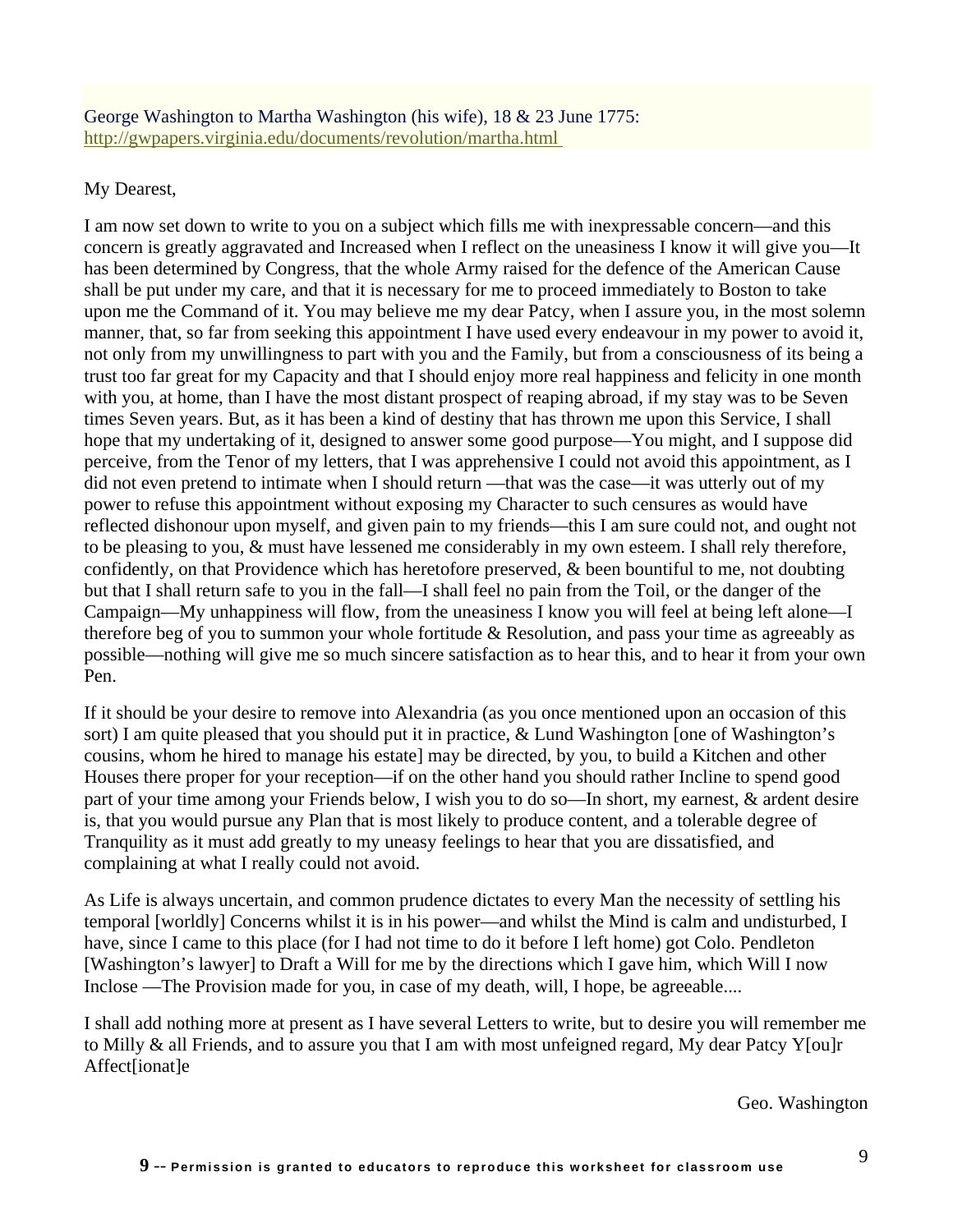George Washington to Martha Washington (his wife), 18 & 23 June 1775: http://gwpapers.virginia.edu/documents/revolution/martha.html

My Dearest,

I am now set down to write to you on a subject which fills me with inexpressable concern—and this concern is greatly aggravated and Increased when I reflect on the uneasiness I know it will give you—It has been determined by Congress, that the whole Army raised for the defence of the American Cause shall be put under my care, and that it is necessary for me to proceed immediately to Boston to take upon me the Command of it. You may believe me my dear Patcy, when I assure you, in the most solemn manner, that, so far from seeking this appointment I have used every endeavour in my power to avoid it, not only from my unwillingness to part with you and the Family, but from a consciousness of its being a trust too far great for my Capacity and that I should enjoy more real happiness and felicity in one month with you, at home, than I have the most distant prospect of reaping abroad, if my stay was to be Seven times Seven years. But, as it has been a kind of destiny that has thrown me upon this Service, I shall hope that my undertaking of it, designed to answer some good purpose—You might, and I suppose did perceive, from the Tenor of my letters, that I was apprehensive I could not avoid this appointment, as I did not even pretend to intimate when I should return —that was the case—it was utterly out of my power to refuse this appointment without exposing my Character to such censures as would have reflected dishonour upon myself, and given pain to my friends—this I am sure could not, and ought not to be pleasing to you, & must have lessened me considerably in my own esteem. I shall rely therefore, confidently, on that Providence which has heretofore preserved, & been bountiful to me, not doubting but that I shall return safe to you in the fall—I shall feel no pain from the Toil, or the danger of the Campaign—My unhappiness will flow, from the uneasiness I know you will feel at being left alone—I therefore beg of you to summon your whole fortitude & Resolution, and pass your time as agreeably as possible—nothing will give me so much sincere satisfaction as to hear this, and to hear it from your own Pen.

If it should be your desire to remove into Alexandria (as you once mentioned upon an occasion of this sort) I am quite pleased that you should put it in practice, & Lund Washington [one of Washington's cousins, whom he hired to manage his estate] may be directed, by you, to build a Kitchen and other Houses there proper for your reception—if on the other hand you should rather Incline to spend good part of your time among your Friends below, I wish you to do so—In short, my earnest, & ardent desire is, that you would pursue any Plan that is most likely to produce content, and a tolerable degree of Tranquility as it must add greatly to my uneasy feelings to hear that you are dissatisfied, and complaining at what I really could not avoid.

As Life is always uncertain, and common prudence dictates to every Man the necessity of settling his temporal [worldly] Concerns whilst it is in his power—and whilst the Mind is calm and undisturbed, I have, since I came to this place (for I had not time to do it before I left home) got Colo. Pendleton [Washington's lawyer] to Draft a Will for me by the directions which I gave him, which Will I now Inclose —The Provision made for you, in case of my death, will, I hope, be agreeable....

I shall add nothing more at present as I have several Letters to write, but to desire you will remember me to Milly & all Friends, and to assure you that I am with most unfeigned regard, My dear Patcy Y[ou]r Affect[ionat]e

Geo. Washington

**9 -- Permission is granted to educators to reproduce this worksheet for classroom use**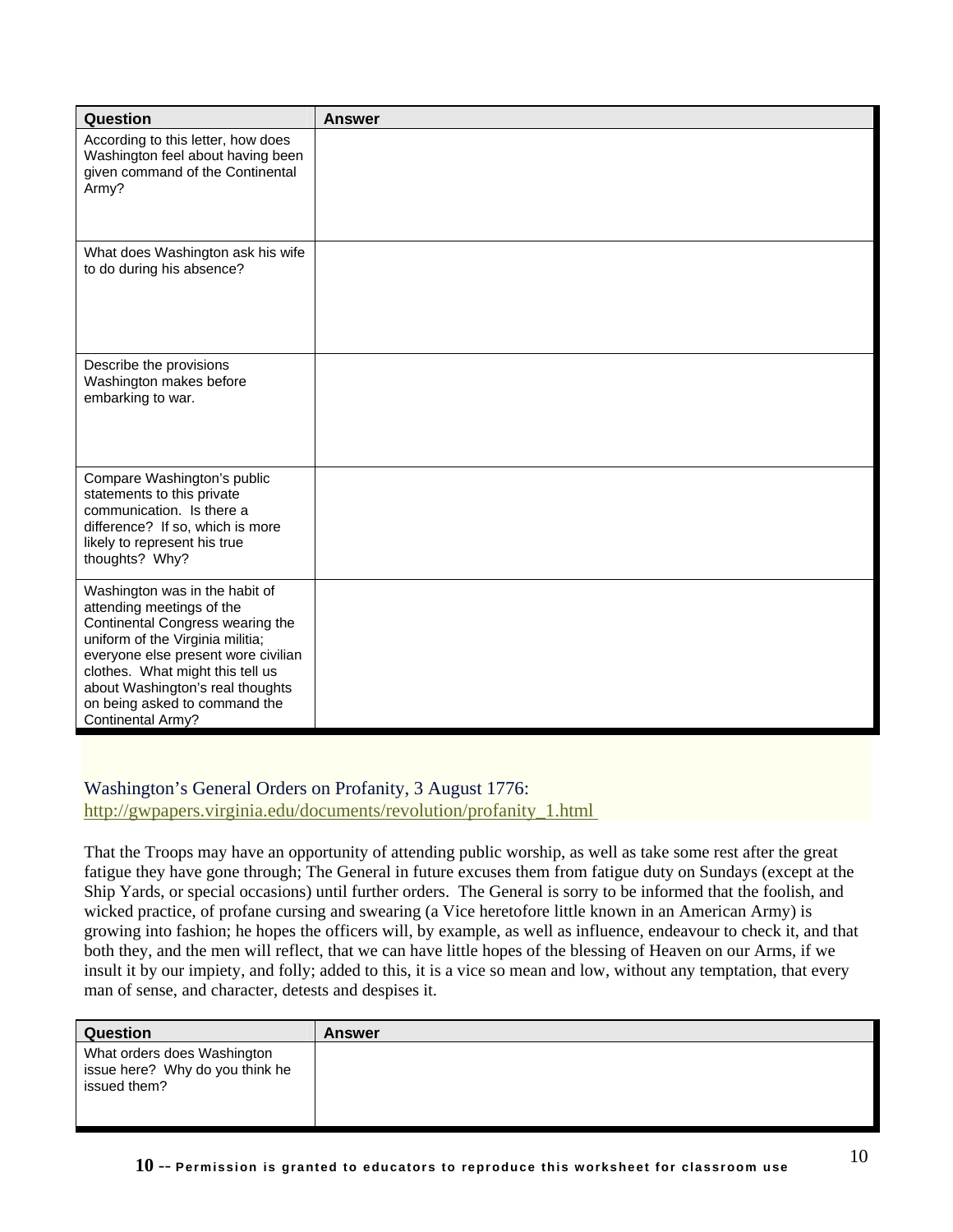| Question | Answer |
| --- | --- |
| According to this letter, how does Washington feel about having been given command of the Continental Army? | |
| What does Washington ask his wife to do during his absence? | |
| Describe the provisions Washington makes before embarking to war. | |
| Compare Washington's public statements to this private communication. Is there a difference? If so, which is more likely to represent his true thoughts? Why? | |
| Washington was in the habit of attending meetings of the Continental Congress wearing the uniform of the Virginia militia; everyone else present wore civilian clothes. What might this tell us about Washington's real thoughts on being asked to command the Continental Army? | |

Washington's General Orders on Profanity, 3 August 1776:
http://gwpapers.virginia.edu/documents/revolution/profanity_1.html

That the Troops may have an opportunity of attending public worship, as well as take some rest after the great fatigue they have gone through; The General in future excuses them from fatigue duty on Sundays (except at the Ship Yards, or special occasions) until further orders. The General is sorry to be informed that the foolish, and wicked practice, of profane cursing and swearing (a Vice heretofore little known in an American Army) is growing into fashion; he hopes the officers will, by example, as well as influence, endeavour to check it, and that both they, and the men will reflect, that we can have little hopes of the blessing of Heaven on our Arms, if we insult it by our impiety, and folly; added to this, it is a vice so mean and low, without any temptation, that every man of sense, and character, detests and despises it.

| Question | Answer |
| --- | --- |
| What orders does Washington issue here? Why do you think he issued them? | |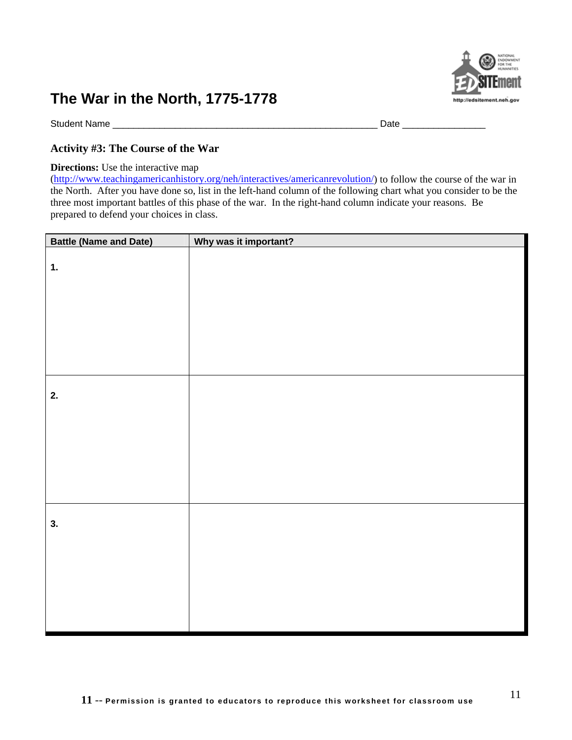# The War in the North, 1775-1778

Student Name ___________________________________________________ Date ________________

## Activity #3: The Course of the War

**Directions:** Use the interactive map (http://www.teachingamericanhistory.org/neh/interactives/americanrevolution/) to follow the course of the war in the North. After you have done so, list in the left-hand column of the following chart what you consider to be the three most important battles of this phase of the war. In the right-hand column indicate your reasons. Be prepared to defend your choices in class.

| Battle (Name and Date) | Why was it important? |
|---|---|
| **1.** | |
| **2.** | |
| **3.** | |

11 -- Permission is granted to educators to reproduce this worksheet for classroom use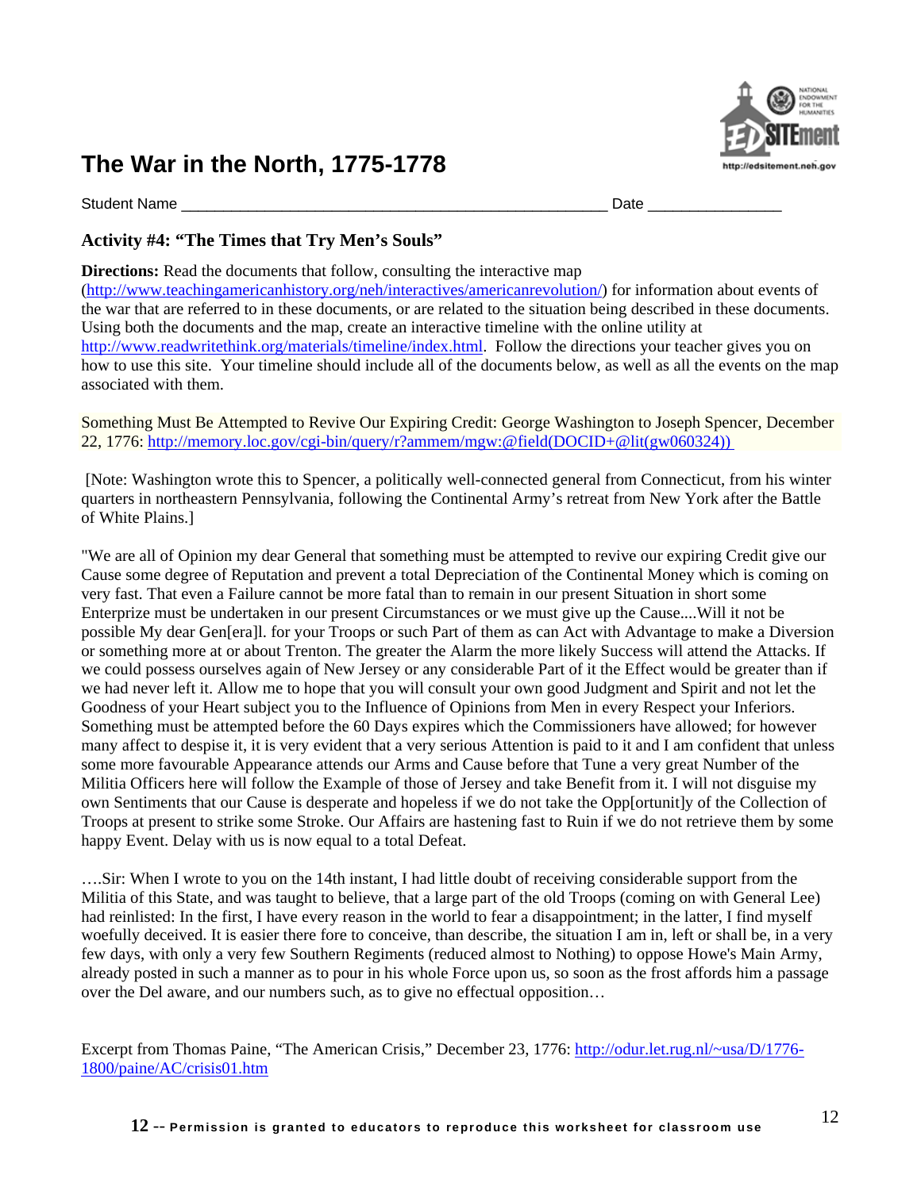# The War in the North, 1775-1778

Student Name ___________________________________________________ Date ________________

### Activity #4: "The Times that Try Men's Souls"

**Directions:** Read the documents that follow, consulting the interactive map (http://www.teachingamericanhistory.org/neh/interactives/americanrevolution/) for information about events of the war that are referred to in these documents, or are related to the situation being described in these documents. Using both the documents and the map, create an interactive timeline with the online utility at http://www.readwritethink.org/materials/timeline/index.html. Follow the directions your teacher gives you on how to use this site. Your timeline should include all of the documents below, as well as all the events on the map associated with them.

Something Must Be Attempted to Revive Our Expiring Credit: George Washington to Joseph Spencer, December 22, 1776: http://memory.loc.gov/cgi-bin/query/r?ammem/mgw:@field(DOCID+@lit(gw060324))

[Note: Washington wrote this to Spencer, a politically well-connected general from Connecticut, from his winter quarters in northeastern Pennsylvania, following the Continental Army's retreat from New York after the Battle of White Plains.]

"We are all of Opinion my dear General that something must be attempted to revive our expiring Credit give our Cause some degree of Reputation and prevent a total Depreciation of the Continental Money which is coming on very fast. That even a Failure cannot be more fatal than to remain in our present Situation in short some Enterprize must be undertaken in our present Circumstances or we must give up the Cause....Will it not be possible My dear Gen[era]l. for your Troops or such Part of them as can Act with Advantage to make a Diversion or something more at or about Trenton. The greater the Alarm the more likely Success will attend the Attacks. If we could possess ourselves again of New Jersey or any considerable Part of it the Effect would be greater than if we had never left it. Allow me to hope that you will consult your own good Judgment and Spirit and not let the Goodness of your Heart subject you to the Influence of Opinions from Men in every Respect your Inferiors. Something must be attempted before the 60 Days expires which the Commissioners have allowed; for however many affect to despise it, it is very evident that a very serious Attention is paid to it and I am confident that unless some more favourable Appearance attends our Arms and Cause before that Tune a very great Number of the Militia Officers here will follow the Example of those of Jersey and take Benefit from it. I will not disguise my own Sentiments that our Cause is desperate and hopeless if we do not take the Opp[ortunit]y of the Collection of Troops at present to strike some Stroke. Our Affairs are hastening fast to Ruin if we do not retrieve them by some happy Event. Delay with us is now equal to a total Defeat.

….Sir: When I wrote to you on the 14th instant, I had little doubt of receiving considerable support from the Militia of this State, and was taught to believe, that a large part of the old Troops (coming on with General Lee) had reinlisted: In the first, I have every reason in the world to fear a disappointment; in the latter, I find myself woefully deceived. It is easier there fore to conceive, than describe, the situation I am in, left or shall be, in a very few days, with only a very few Southern Regiments (reduced almost to Nothing) to oppose Howe's Main Army, already posted in such a manner as to pour in his whole Force upon us, so soon as the frost affords him a passage over the Del aware, and our numbers such, as to give no effectual opposition…

Excerpt from Thomas Paine, "The American Crisis," December 23, 1776: http://odur.let.rug.nl/~usa/D/1776-1800/paine/AC/crisis01.htm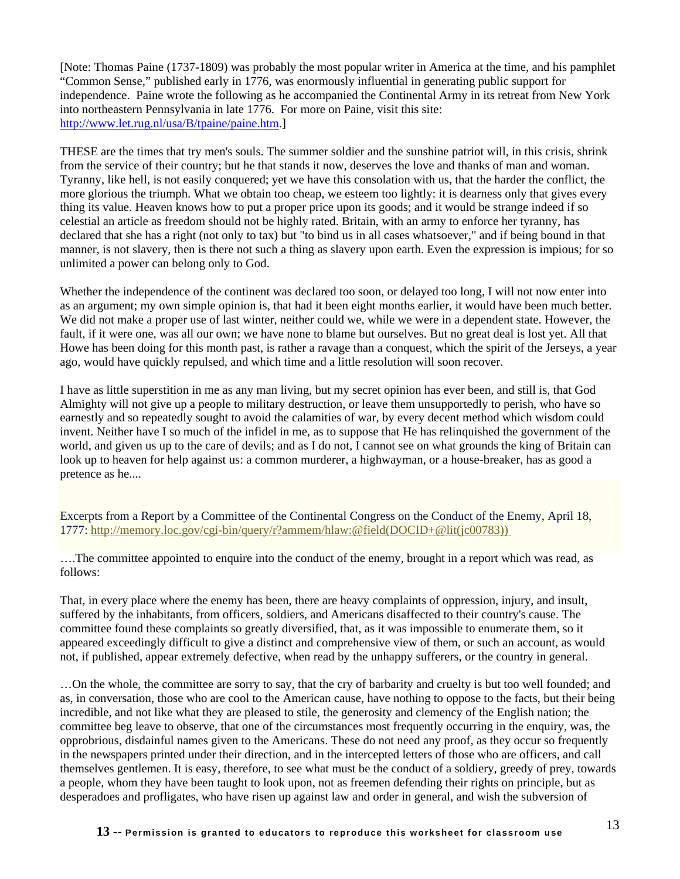[Note: Thomas Paine (1737-1809) was probably the most popular writer in America at the time, and his pamphlet "Common Sense," published early in 1776, was enormously influential in generating public support for independence. Paine wrote the following as he accompanied the Continental Army in its retreat from New York into northeastern Pennsylvania in late 1776. For more on Paine, visit this site: http://www.let.rug.nl/usa/B/tpaine/paine.htm.]

THESE are the times that try men's souls. The summer soldier and the sunshine patriot will, in this crisis, shrink from the service of their country; but he that stands it now, deserves the love and thanks of man and woman. Tyranny, like hell, is not easily conquered; yet we have this consolation with us, that the harder the conflict, the more glorious the triumph. What we obtain too cheap, we esteem too lightly: it is dearness only that gives every thing its value. Heaven knows how to put a proper price upon its goods; and it would be strange indeed if so celestial an article as freedom should not be highly rated. Britain, with an army to enforce her tyranny, has declared that she has a right (not only to tax) but "to bind us in all cases whatsoever," and if being bound in that manner, is not slavery, then is there not such a thing as slavery upon earth. Even the expression is impious; for so unlimited a power can belong only to God.

Whether the independence of the continent was declared too soon, or delayed too long, I will not now enter into as an argument; my own simple opinion is, that had it been eight months earlier, it would have been much better. We did not make a proper use of last winter, neither could we, while we were in a dependent state. However, the fault, if it were one, was all our own; we have none to blame but ourselves. But no great deal is lost yet. All that Howe has been doing for this month past, is rather a ravage than a conquest, which the spirit of the Jerseys, a year ago, would have quickly repulsed, and which time and a little resolution will soon recover.

I have as little superstition in me as any man living, but my secret opinion has ever been, and still is, that God Almighty will not give up a people to military destruction, or leave them unsupportedly to perish, who have so earnestly and so repeatedly sought to avoid the calamities of war, by every decent method which wisdom could invent. Neither have I so much of the infidel in me, as to suppose that He has relinquished the government of the world, and given us up to the care of devils; and as I do not, I cannot see on what grounds the king of Britain can look up to heaven for help against us: a common murderer, a highwayman, or a house-breaker, has as good a pretence as he....

Excerpts from a Report by a Committee of the Continental Congress on the Conduct of the Enemy, April 18, 1777: http://memory.loc.gov/cgi-bin/query/r?ammem/hlaw:@field(DOCID+@lit(jc00783))

….The committee appointed to enquire into the conduct of the enemy, brought in a report which was read, as follows:

That, in every place where the enemy has been, there are heavy complaints of oppression, injury, and insult, suffered by the inhabitants, from officers, soldiers, and Americans disaffected to their country's cause. The committee found these complaints so greatly diversified, that, as it was impossible to enumerate them, so it appeared exceedingly difficult to give a distinct and comprehensive view of them, or such an account, as would not, if published, appear extremely defective, when read by the unhappy sufferers, or the country in general.

…On the whole, the committee are sorry to say, that the cry of barbarity and cruelty is but too well founded; and as, in conversation, those who are cool to the American cause, have nothing to oppose to the facts, but their being incredible, and not like what they are pleased to stile, the generosity and clemency of the English nation; the committee beg leave to observe, that one of the circumstances most frequently occurring in the enquiry, was, the opprobrious, disdainful names given to the Americans. These do not need any proof, as they occur so frequently in the newspapers printed under their direction, and in the intercepted letters of those who are officers, and call themselves gentlemen. It is easy, therefore, to see what must be the conduct of a soldiery, greedy of prey, towards a people, whom they have been taught to look upon, not as freemen defending their rights on principle, but as desperadoes and profligates, who have risen up against law and order in general, and wish the subversion of

**13 -- Permission is granted to educators to reproduce this worksheet for classroom use**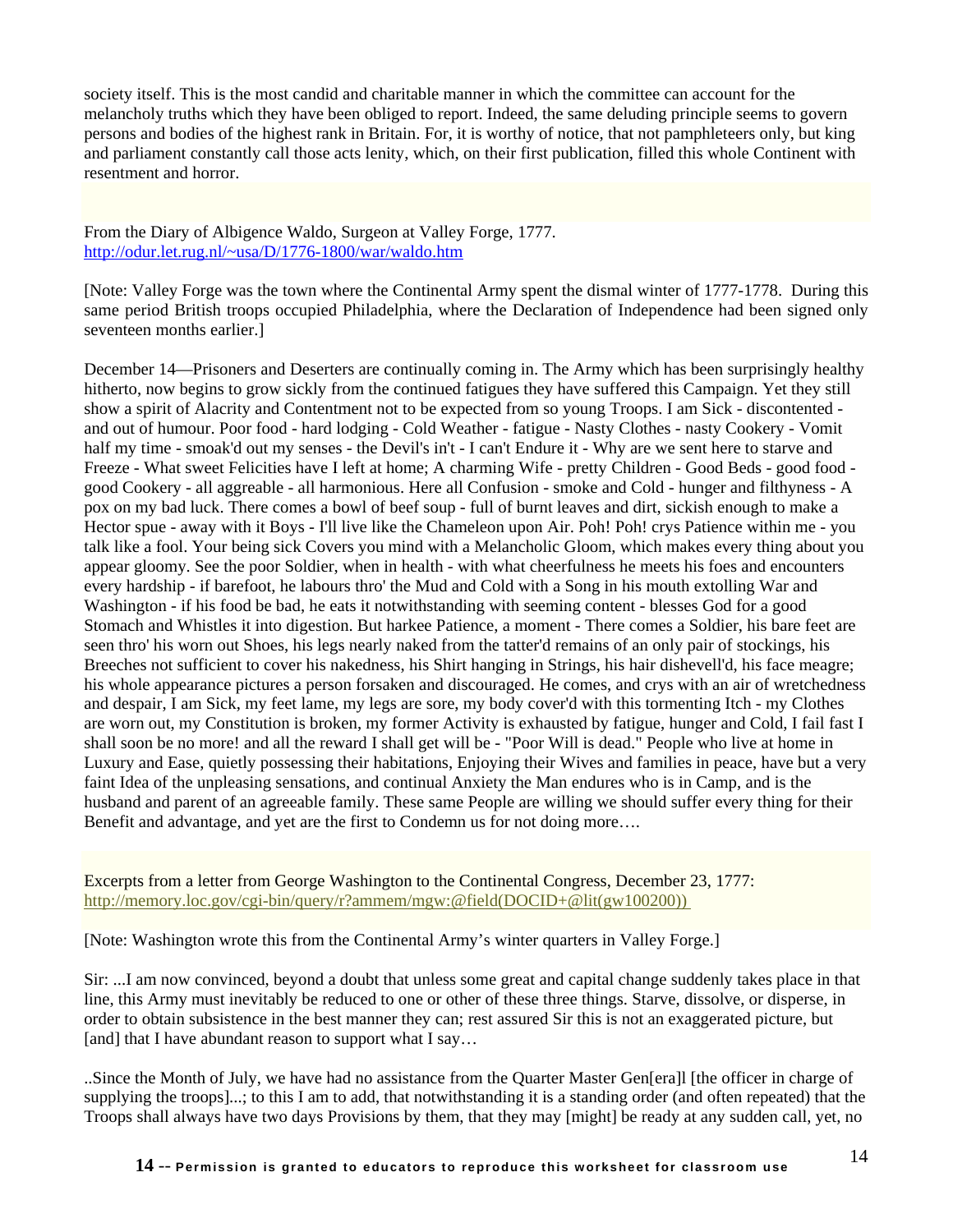society itself. This is the most candid and charitable manner in which the committee can account for the melancholy truths which they have been obliged to report. Indeed, the same deluding principle seems to govern persons and bodies of the highest rank in Britain. For, it is worthy of notice, that not pamphleteers only, but king and parliament constantly call those acts lenity, which, on their first publication, filled this whole Continent with resentment and horror.

From the Diary of Albigence Waldo, Surgeon at Valley Forge, 1777.
http://odur.let.rug.nl/~usa/D/1776-1800/war/waldo.htm

[Note: Valley Forge was the town where the Continental Army spent the dismal winter of 1777-1778. During this same period British troops occupied Philadelphia, where the Declaration of Independence had been signed only seventeen months earlier.]

December 14—Prisoners and Deserters are continually coming in. The Army which has been surprisingly healthy hitherto, now begins to grow sickly from the continued fatigues they have suffered this Campaign. Yet they still show a spirit of Alacrity and Contentment not to be expected from so young Troops. I am Sick - discontented - and out of humour. Poor food - hard lodging - Cold Weather - fatigue - Nasty Clothes - nasty Cookery - Vomit half my time - smoak'd out my senses - the Devil's in't - I can't Endure it - Why are we sent here to starve and Freeze - What sweet Felicities have I left at home; A charming Wife - pretty Children - Good Beds - good food - good Cookery - all aggreable - all harmonious. Here all Confusion - smoke and Cold - hunger and filthyness - A pox on my bad luck. There comes a bowl of beef soup - full of burnt leaves and dirt, sickish enough to make a Hector spue - away with it Boys - I'll live like the Chameleon upon Air. Poh! Poh! crys Patience within me - you talk like a fool. Your being sick Covers you mind with a Melancholic Gloom, which makes every thing about you appear gloomy. See the poor Soldier, when in health - with what cheerfulness he meets his foes and encounters every hardship - if barefoot, he labours thro' the Mud and Cold with a Song in his mouth extolling War and Washington - if his food be bad, he eats it notwithstanding with seeming content - blesses God for a good Stomach and Whistles it into digestion. But harkee Patience, a moment - There comes a Soldier, his bare feet are seen thro' his worn out Shoes, his legs nearly naked from the tatter'd remains of an only pair of stockings, his Breeches not sufficient to cover his nakedness, his Shirt hanging in Strings, his hair dishevell'd, his face meagre; his whole appearance pictures a person forsaken and discouraged. He comes, and crys with an air of wretchedness and despair, I am Sick, my feet lame, my legs are sore, my body cover'd with this tormenting Itch - my Clothes are worn out, my Constitution is broken, my former Activity is exhausted by fatigue, hunger and Cold, I fail fast I shall soon be no more! and all the reward I shall get will be - "Poor Will is dead." People who live at home in Luxury and Ease, quietly possessing their habitations, Enjoying their Wives and families in peace, have but a very faint Idea of the unpleasing sensations, and continual Anxiety the Man endures who is in Camp, and is the husband and parent of an agreeable family. These same People are willing we should suffer every thing for their Benefit and advantage, and yet are the first to Condemn us for not doing more….

Excerpts from a letter from George Washington to the Continental Congress, December 23, 1777:
http://memory.loc.gov/cgi-bin/query/r?ammem/mgw:@field(DOCID+@lit(gw100200))

[Note: Washington wrote this from the Continental Army's winter quarters in Valley Forge.]

Sir: ...I am now convinced, beyond a doubt that unless some great and capital change suddenly takes place in that line, this Army must inevitably be reduced to one or other of these three things. Starve, dissolve, or disperse, in order to obtain subsistence in the best manner they can; rest assured Sir this is not an exaggerated picture, but [and] that I have abundant reason to support what I say…

..Since the Month of July, we have had no assistance from the Quarter Master Gen[era]l [the officer in charge of supplying the troops]...; to this I am to add, that notwithstanding it is a standing order (and often repeated) that the Troops shall always have two days Provisions by them, that they may [might] be ready at any sudden call, yet, no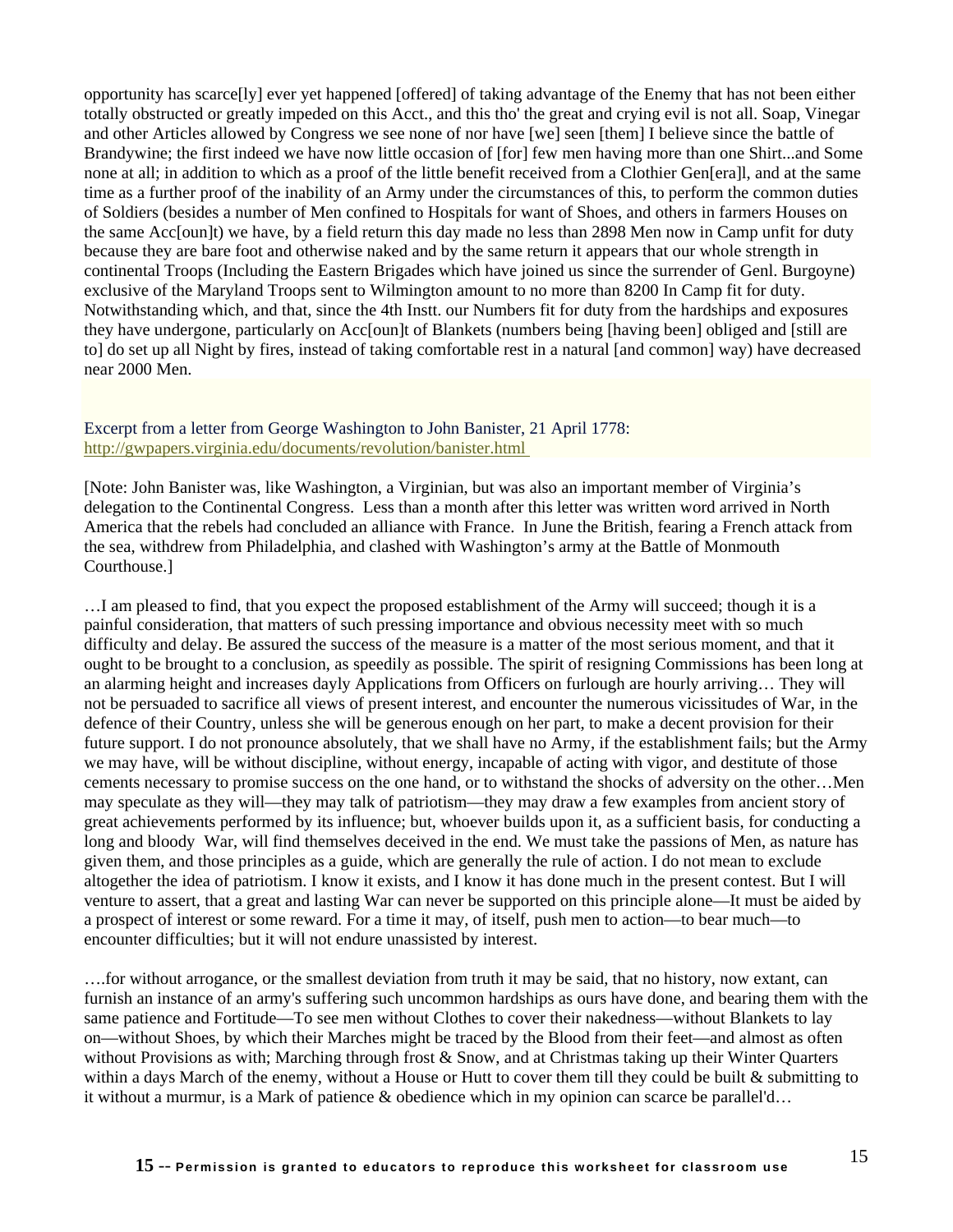opportunity has scarce[ly] ever yet happened [offered] of taking advantage of the Enemy that has not been either totally obstructed or greatly impeded on this Acct., and this tho' the great and crying evil is not all. Soap, Vinegar and other Articles allowed by Congress we see none of nor have [we] seen [them] I believe since the battle of Brandywine; the first indeed we have now little occasion of [for] few men having more than one Shirt...and Some none at all; in addition to which as a proof of the little benefit received from a Clothier Gen[era]l, and at the same time as a further proof of the inability of an Army under the circumstances of this, to perform the common duties of Soldiers (besides a number of Men confined to Hospitals for want of Shoes, and others in farmers Houses on the same Acc[oun]t) we have, by a field return this day made no less than 2898 Men now in Camp unfit for duty because they are bare foot and otherwise naked and by the same return it appears that our whole strength in continental Troops (Including the Eastern Brigades which have joined us since the surrender of Genl. Burgoyne) exclusive of the Maryland Troops sent to Wilmington amount to no more than 8200 In Camp fit for duty. Notwithstanding which, and that, since the 4th Instt. our Numbers fit for duty from the hardships and exposures they have undergone, particularly on Acc[oun]t of Blankets (numbers being [having been] obliged and [still are to] do set up all Night by fires, instead of taking comfortable rest in a natural [and common] way) have decreased near 2000 Men.

Excerpt from a letter from George Washington to John Banister, 21 April 1778:
http://gwpapers.virginia.edu/documents/revolution/banister.html

[Note: John Banister was, like Washington, a Virginian, but was also an important member of Virginia's delegation to the Continental Congress. Less than a month after this letter was written word arrived in North America that the rebels had concluded an alliance with France. In June the British, fearing a French attack from the sea, withdrew from Philadelphia, and clashed with Washington's army at the Battle of Monmouth Courthouse.]

…I am pleased to find, that you expect the proposed establishment of the Army will succeed; though it is a painful consideration, that matters of such pressing importance and obvious necessity meet with so much difficulty and delay. Be assured the success of the measure is a matter of the most serious moment, and that it ought to be brought to a conclusion, as speedily as possible. The spirit of resigning Commissions has been long at an alarming height and increases dayly Applications from Officers on furlough are hourly arriving… They will not be persuaded to sacrifice all views of present interest, and encounter the numerous vicissitudes of War, in the defence of their Country, unless she will be generous enough on her part, to make a decent provision for their future support. I do not pronounce absolutely, that we shall have no Army, if the establishment fails; but the Army we may have, will be without discipline, without energy, incapable of acting with vigor, and destitute of those cements necessary to promise success on the one hand, or to withstand the shocks of adversity on the other…Men may speculate as they will—they may talk of patriotism—they may draw a few examples from ancient story of great achievements performed by its influence; but, whoever builds upon it, as a sufficient basis, for conducting a long and bloody War, will find themselves deceived in the end. We must take the passions of Men, as nature has given them, and those principles as a guide, which are generally the rule of action. I do not mean to exclude altogether the idea of patriotism. I know it exists, and I know it has done much in the present contest. But I will venture to assert, that a great and lasting War can never be supported on this principle alone—It must be aided by a prospect of interest or some reward. For a time it may, of itself, push men to action—to bear much—to encounter difficulties; but it will not endure unassisted by interest.

….for without arrogance, or the smallest deviation from truth it may be said, that no history, now extant, can furnish an instance of an army's suffering such uncommon hardships as ours have done, and bearing them with the same patience and Fortitude—To see men without Clothes to cover their nakedness—without Blankets to lay on—without Shoes, by which their Marches might be traced by the Blood from their feet—and almost as often without Provisions as with; Marching through frost & Snow, and at Christmas taking up their Winter Quarters within a days March of the enemy, without a House or Hutt to cover them till they could be built & submitting to it without a murmur, is a Mark of patience & obedience which in my opinion can scarce be parallel'd…